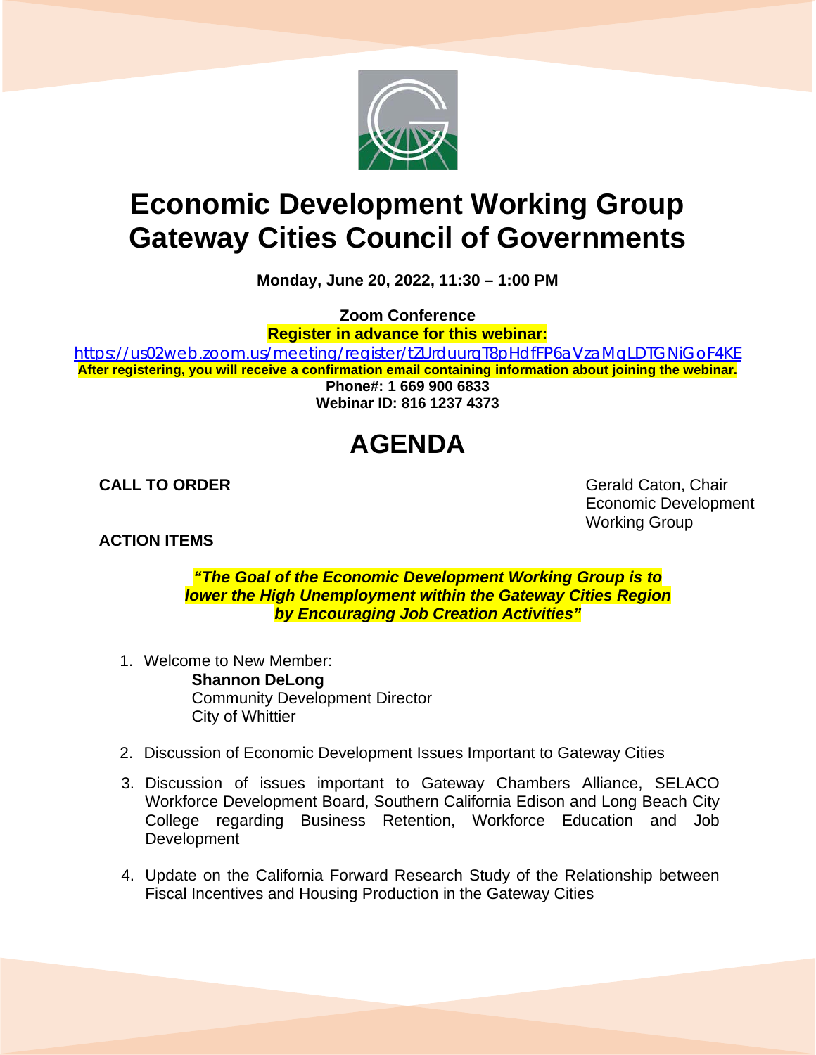# Economic Development Working Group
# Gateway Cities Council of Governments

**Monday, June 20, 2022, 11:30 – 1:00 PM**

**Zoom Conference**
**Register in advance for this webinar:**
https://us02web.zoom.us/meeting/register/tZUrduurqT8pHdfFP6aVzaMqLDTGNiGoF4KE
**After registering, you will receive a confirmation email containing information about joining the webinar.**
**Phone#: 1 669 900 6833**
**Webinar ID: 816 1237 4373**

## AGENDA

**CALL TO ORDER** — Gerald Caton, Chair, Economic Development Working Group

**ACTION ITEMS**

***"The Goal of the Economic Development Working Group is to lower the High Unemployment within the Gateway Cities Region by Encouraging Job Creation Activities"***

1. Welcome to New Member:
   **Shannon DeLong**
   Community Development Director
   City of Whittier
2. Discussion of Economic Development Issues Important to Gateway Cities
3. Discussion of issues important to Gateway Chambers Alliance, SELACO Workforce Development Board, Southern California Edison and Long Beach City College regarding Business Retention, Workforce Education and Job Development
4. Update on the California Forward Research Study of the Relationship between Fiscal Incentives and Housing Production in the Gateway Cities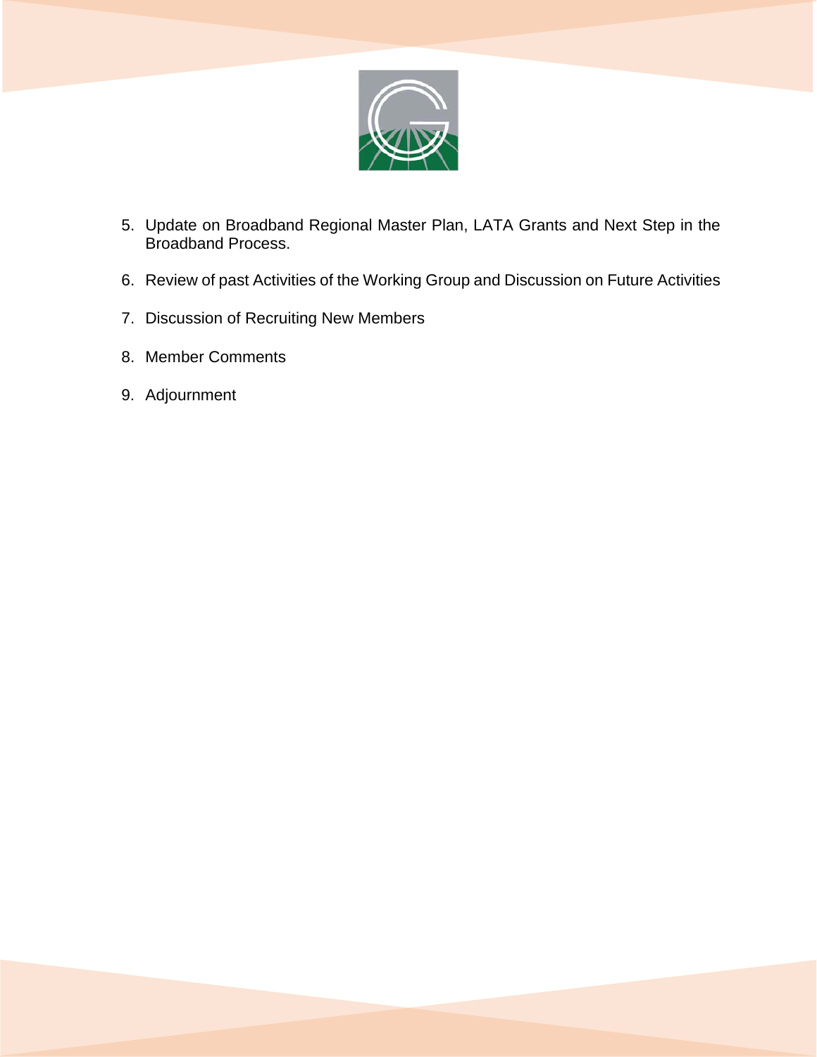5. Update on Broadband Regional Master Plan, LATA Grants and Next Step in the Broadband Process.

6. Review of past Activities of the Working Group and Discussion on Future Activities

7. Discussion of Recruiting New Members

8. Member Comments

9. Adjournment